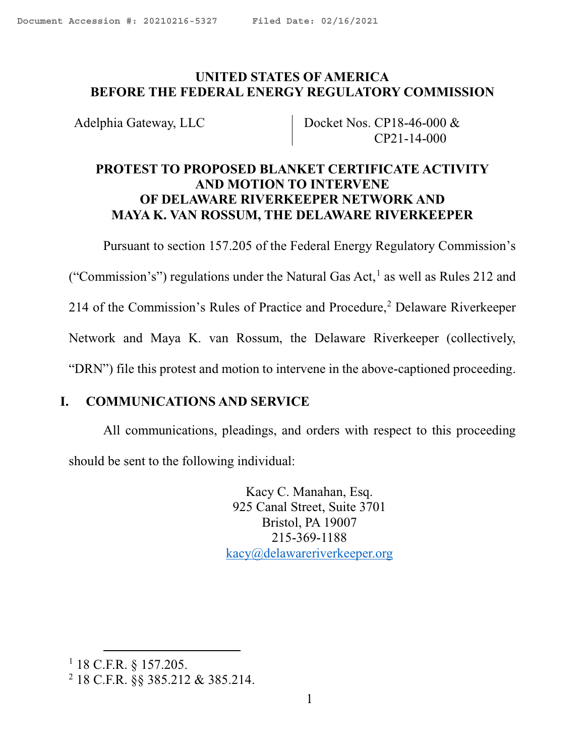Document Accession #: 20210216-5327 Filed Date: 02/16/2021

**UNITED STATES OF AMERICA**
**BEFORE THE FEDERAL ENERGY REGULATORY COMMISSION**

| Adelphia Gateway, LLC | Docket Nos. CP18-46-000 & CP21-14-000 |
|---|---|

**PROTEST TO PROPOSED BLANKET CERTIFICATE ACTIVITY AND MOTION TO INTERVENE OF DELAWARE RIVERKEEPER NETWORK AND MAYA K. VAN ROSSUM, THE DELAWARE RIVERKEEPER**

Pursuant to section 157.205 of the Federal Energy Regulatory Commission's ("Commission's") regulations under the Natural Gas Act,[1] as well as Rules 212 and 214 of the Commission's Rules of Practice and Procedure,[2] Delaware Riverkeeper Network and Maya K. van Rossum, the Delaware Riverkeeper (collectively, "DRN") file this protest and motion to intervene in the above-captioned proceeding.

## I. COMMUNICATIONS AND SERVICE

All communications, pleadings, and orders with respect to this proceeding should be sent to the following individual:

Kacy C. Manahan, Esq.
925 Canal Street, Suite 3701
Bristol, PA 19007
215-369-1188
kacy@delawareriverkeeper.org

[1] 18 C.F.R. § 157.205.
[2] 18 C.F.R. §§ 385.212 & 385.214.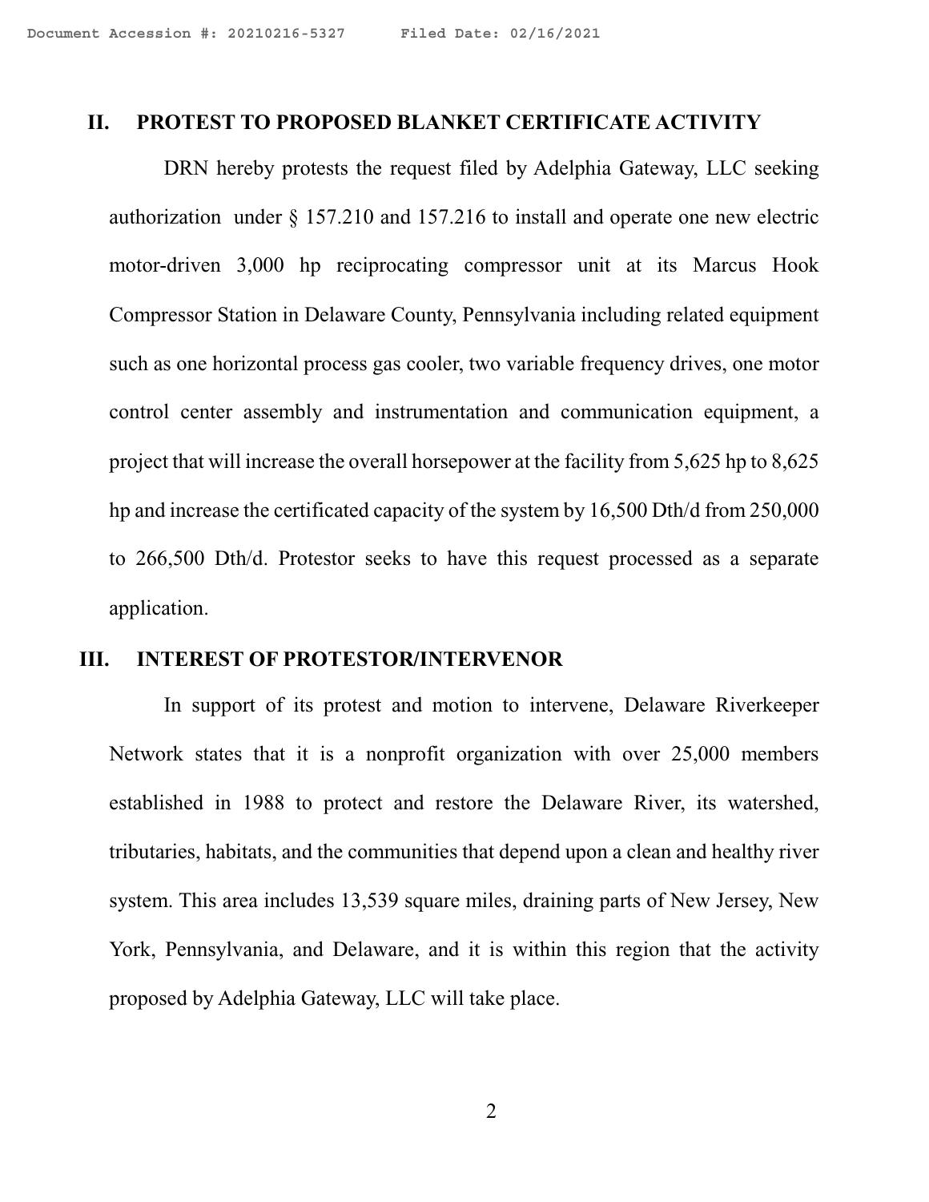## II. PROTEST TO PROPOSED BLANKET CERTIFICATE ACTIVITY

DRN hereby protests the request filed by Adelphia Gateway, LLC seeking authorization under § 157.210 and 157.216 to install and operate one new electric motor-driven 3,000 hp reciprocating compressor unit at its Marcus Hook Compressor Station in Delaware County, Pennsylvania including related equipment such as one horizontal process gas cooler, two variable frequency drives, one motor control center assembly and instrumentation and communication equipment, a project that will increase the overall horsepower at the facility from 5,625 hp to 8,625 hp and increase the certificated capacity of the system by 16,500 Dth/d from 250,000 to 266,500 Dth/d. Protestor seeks to have this request processed as a separate application.

## III. INTEREST OF PROTESTOR/INTERVENOR

In support of its protest and motion to intervene, Delaware Riverkeeper Network states that it is a nonprofit organization with over 25,000 members established in 1988 to protect and restore the Delaware River, its watershed, tributaries, habitats, and the communities that depend upon a clean and healthy river system. This area includes 13,539 square miles, draining parts of New Jersey, New York, Pennsylvania, and Delaware, and it is within this region that the activity proposed by Adelphia Gateway, LLC will take place.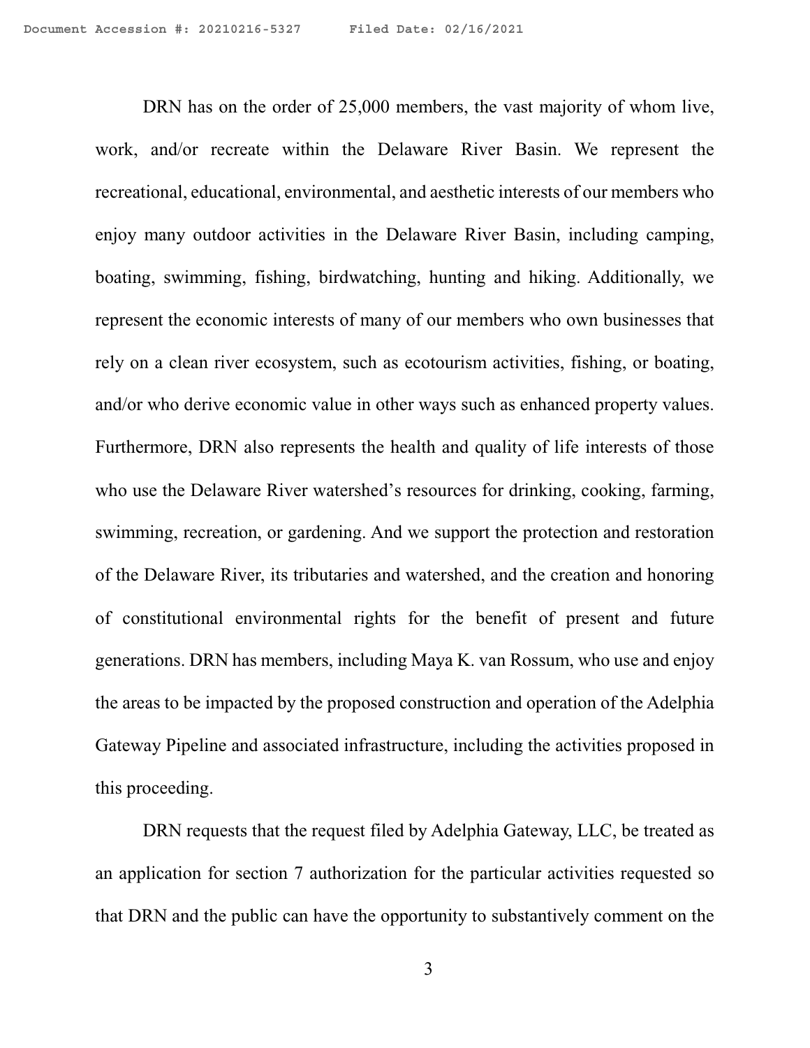DRN has on the order of 25,000 members, the vast majority of whom live, work, and/or recreate within the Delaware River Basin. We represent the recreational, educational, environmental, and aesthetic interests of our members who enjoy many outdoor activities in the Delaware River Basin, including camping, boating, swimming, fishing, birdwatching, hunting and hiking. Additionally, we represent the economic interests of many of our members who own businesses that rely on a clean river ecosystem, such as ecotourism activities, fishing, or boating, and/or who derive economic value in other ways such as enhanced property values. Furthermore, DRN also represents the health and quality of life interests of those who use the Delaware River watershed's resources for drinking, cooking, farming, swimming, recreation, or gardening. And we support the protection and restoration of the Delaware River, its tributaries and watershed, and the creation and honoring of constitutional environmental rights for the benefit of present and future generations. DRN has members, including Maya K. van Rossum, who use and enjoy the areas to be impacted by the proposed construction and operation of the Adelphia Gateway Pipeline and associated infrastructure, including the activities proposed in this proceeding.

DRN requests that the request filed by Adelphia Gateway, LLC, be treated as an application for section 7 authorization for the particular activities requested so that DRN and the public can have the opportunity to substantively comment on the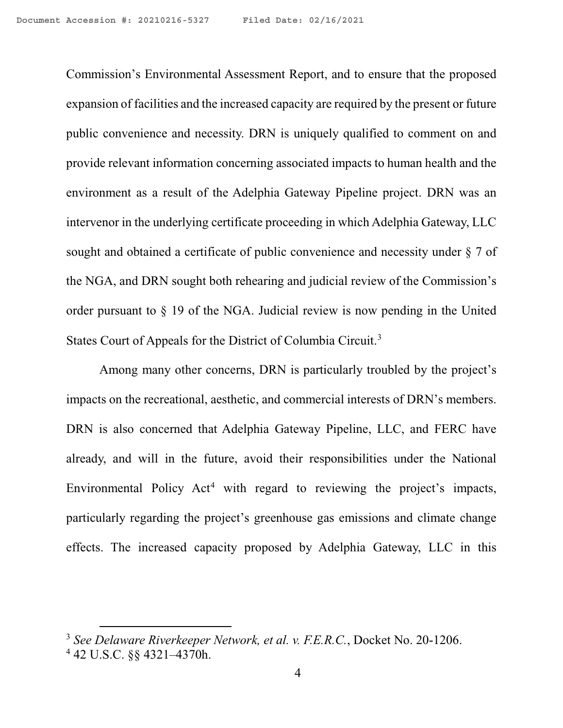Commission's Environmental Assessment Report, and to ensure that the proposed expansion of facilities and the increased capacity are required by the present or future public convenience and necessity. DRN is uniquely qualified to comment on and provide relevant information concerning associated impacts to human health and the environment as a result of the Adelphia Gateway Pipeline project. DRN was an intervenor in the underlying certificate proceeding in which Adelphia Gateway, LLC sought and obtained a certificate of public convenience and necessity under § 7 of the NGA, and DRN sought both rehearing and judicial review of the Commission's order pursuant to § 19 of the NGA. Judicial review is now pending in the United States Court of Appeals for the District of Columbia Circuit.[3]

Among many other concerns, DRN is particularly troubled by the project's impacts on the recreational, aesthetic, and commercial interests of DRN's members. DRN is also concerned that Adelphia Gateway Pipeline, LLC, and FERC have already, and will in the future, avoid their responsibilities under the National Environmental Policy Act[4] with regard to reviewing the project's impacts, particularly regarding the project's greenhouse gas emissions and climate change effects. The increased capacity proposed by Adelphia Gateway, LLC in this

---

[3] *See Delaware Riverkeeper Network, et al. v. F.E.R.C.*, Docket No. 20-1206.

[4] 42 U.S.C. §§ 4321–4370h.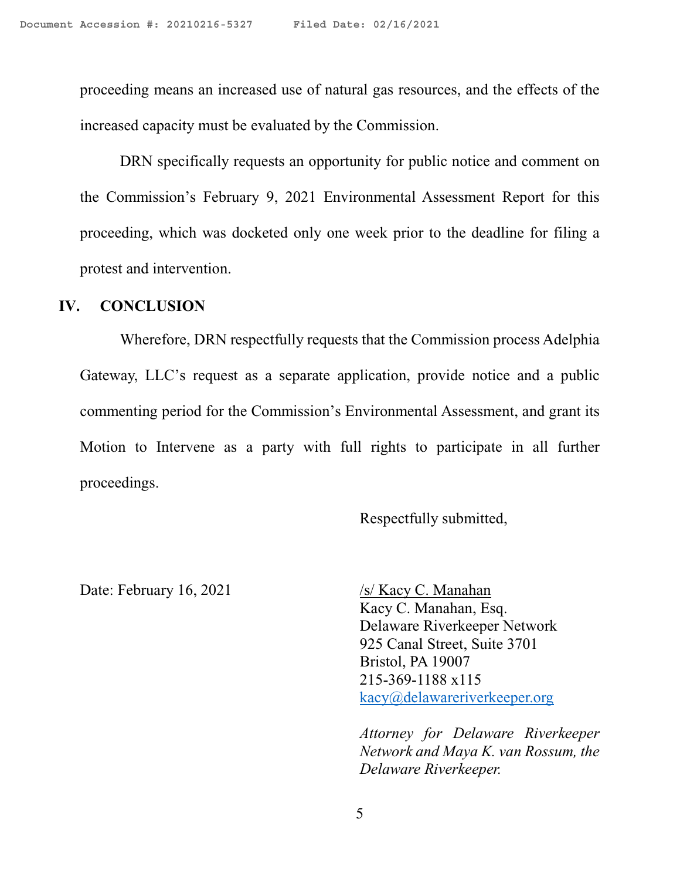proceeding means an increased use of natural gas resources, and the effects of the increased capacity must be evaluated by the Commission.

DRN specifically requests an opportunity for public notice and comment on the Commission's February 9, 2021 Environmental Assessment Report for this proceeding, which was docketed only one week prior to the deadline for filing a protest and intervention.

## IV. CONCLUSION

Wherefore, DRN respectfully requests that the Commission process Adelphia Gateway, LLC's request as a separate application, provide notice and a public commenting period for the Commission's Environmental Assessment, and grant its Motion to Intervene as a party with full rights to participate in all further proceedings.

Respectfully submitted,

Date: February 16, 2021

/s/ Kacy C. Manahan
Kacy C. Manahan, Esq.
Delaware Riverkeeper Network
925 Canal Street, Suite 3701
Bristol, PA 19007
215-369-1188 x115
kacy@delawareriverkeeper.org

*Attorney for Delaware Riverkeeper Network and Maya K. van Rossum, the Delaware Riverkeeper.*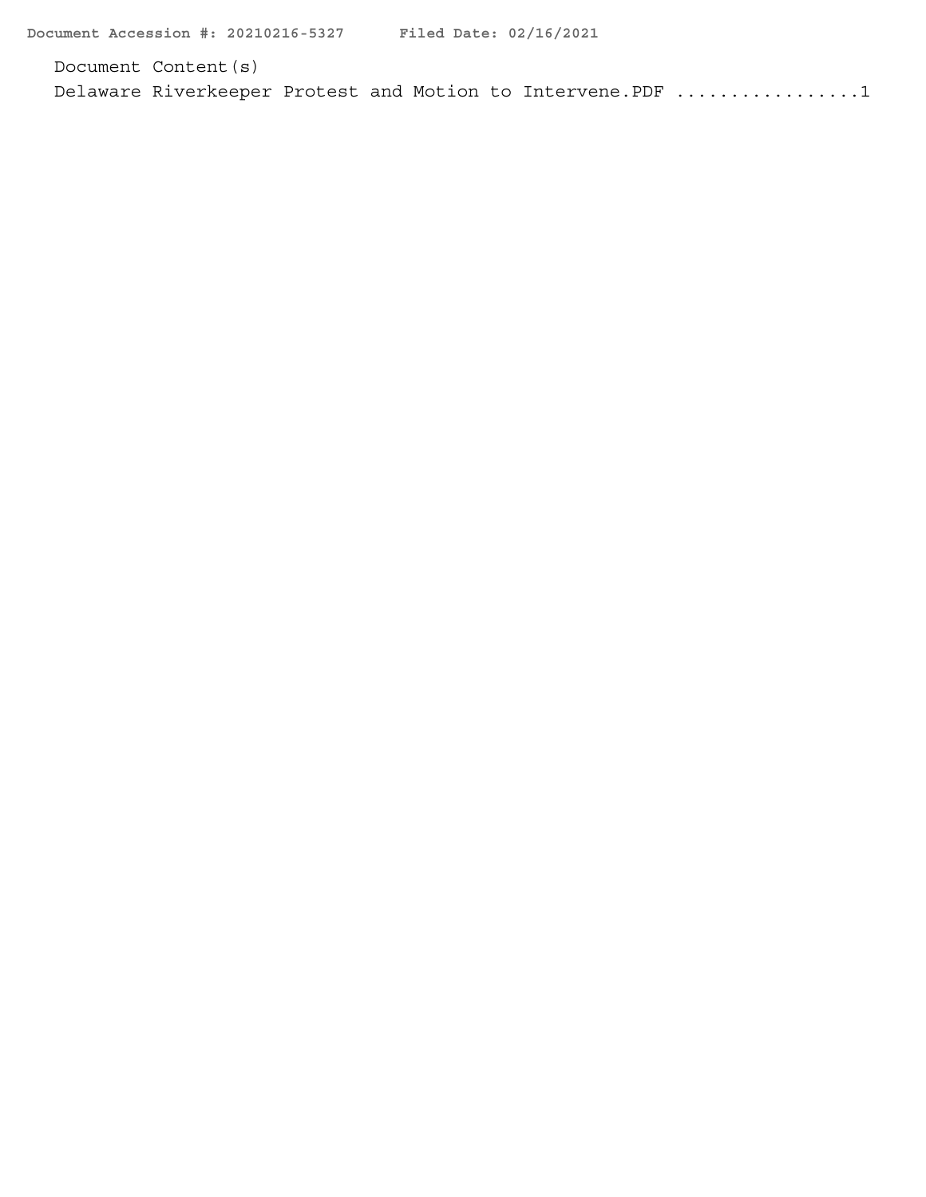Document Accession #: 20210216-5327      Filed Date: 02/16/2021

Document Content(s)

Delaware Riverkeeper Protest and Motion to Intervene.PDF .................1